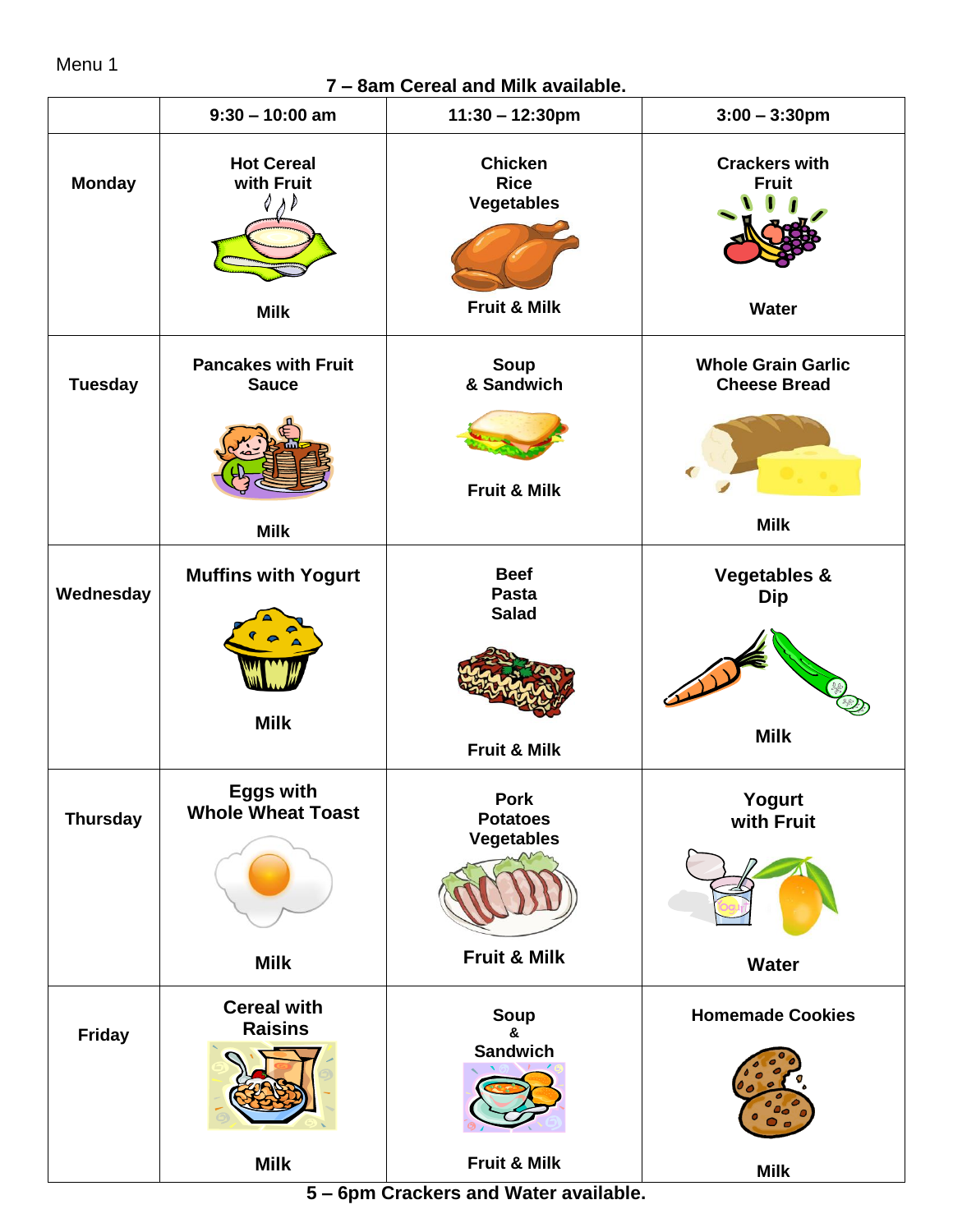Menu 1

**7 – 8am Cereal and Milk available.**

| | 9:30 – 10:00 am | 11:30 – 12:30pm | 3:00 – 3:30pm |
|---|---|---|---|
| **Monday** | **Hot Cereal with Fruit**<br>**Milk** | **Chicken Rice Vegetables**<br>**Fruit & Milk** | **Crackers with Fruit**<br>**Water** |
| **Tuesday** | **Pancakes with Fruit Sauce**<br>**Milk** | **Soup & Sandwich**<br>**Fruit & Milk** | **Whole Grain Garlic Cheese Bread**<br>**Milk** |
| **Wednesday** | **Muffins with Yogurt**<br>**Milk** | **Beef Pasta Salad**<br>**Fruit & Milk** | **Vegetables & Dip**<br>**Milk** |
| **Thursday** | **Eggs with Whole Wheat Toast**<br>**Milk** | **Pork Potatoes Vegetables**<br>**Fruit & Milk** | **Yogurt with Fruit**<br>**Water** |
| **Friday** | **Cereal with Raisins**<br>**Milk** | **Soup & Sandwich**<br>**Fruit & Milk** | **Homemade Cookies**<br>**Milk** |

**5 – 6pm Crackers and Water available.**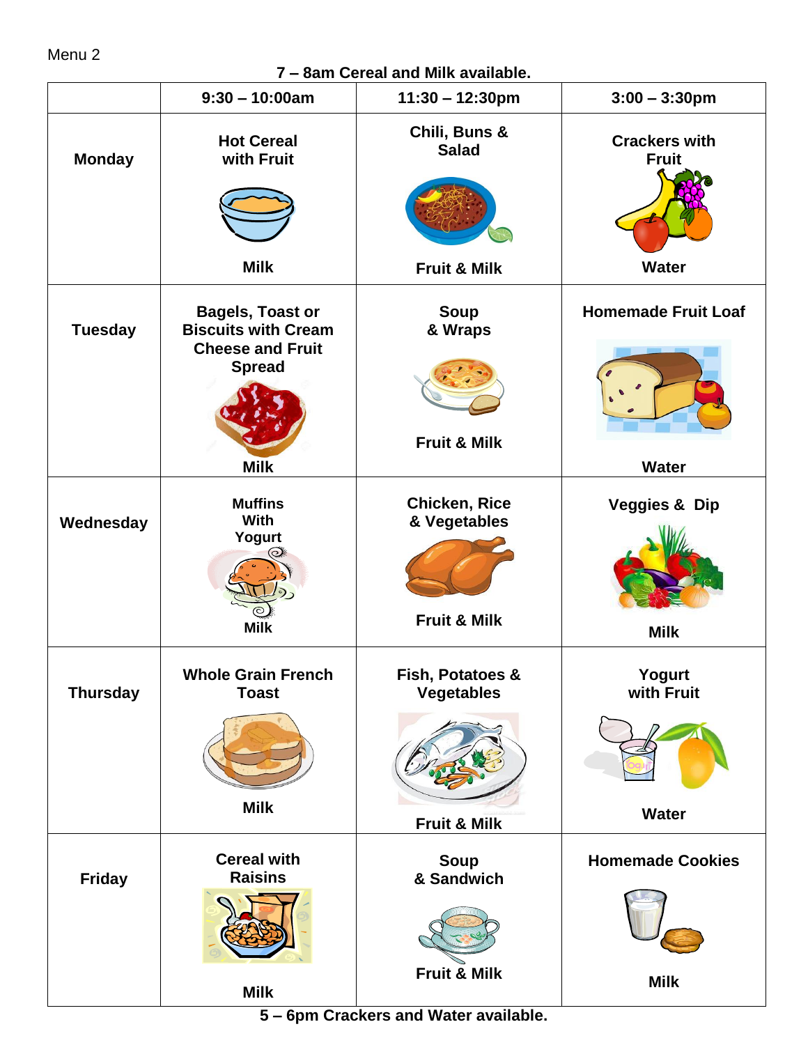Menu 2

**7 – 8am Cereal and Milk available.**

| | 9:30 – 10:00am | 11:30 – 12:30pm | 3:00 – 3:30pm |
|---|---|---|---|
| **Monday** | **Hot Cereal with Fruit** **Milk** | **Chili, Buns & Salad** **Fruit & Milk** | **Crackers with Fruit** **Water** |
| **Tuesday** | **Bagels, Toast or Biscuits with Cream Cheese and Fruit Spread** **Milk** | **Soup & Wraps** **Fruit & Milk** | **Homemade Fruit Loaf** **Water** |
| **Wednesday** | **Muffins With Yogurt** **Milk** | **Chicken, Rice & Vegetables** **Fruit & Milk** | **Veggies & Dip** **Milk** |
| **Thursday** | **Whole Grain French Toast** **Milk** | **Fish, Potatoes & Vegetables** **Fruit & Milk** | **Yogurt with Fruit** **Water** |
| **Friday** | **Cereal with Raisins** **Milk** | **Soup & Sandwich** **Fruit & Milk** | **Homemade Cookies** **Milk** |

**5 – 6pm Crackers and Water available.**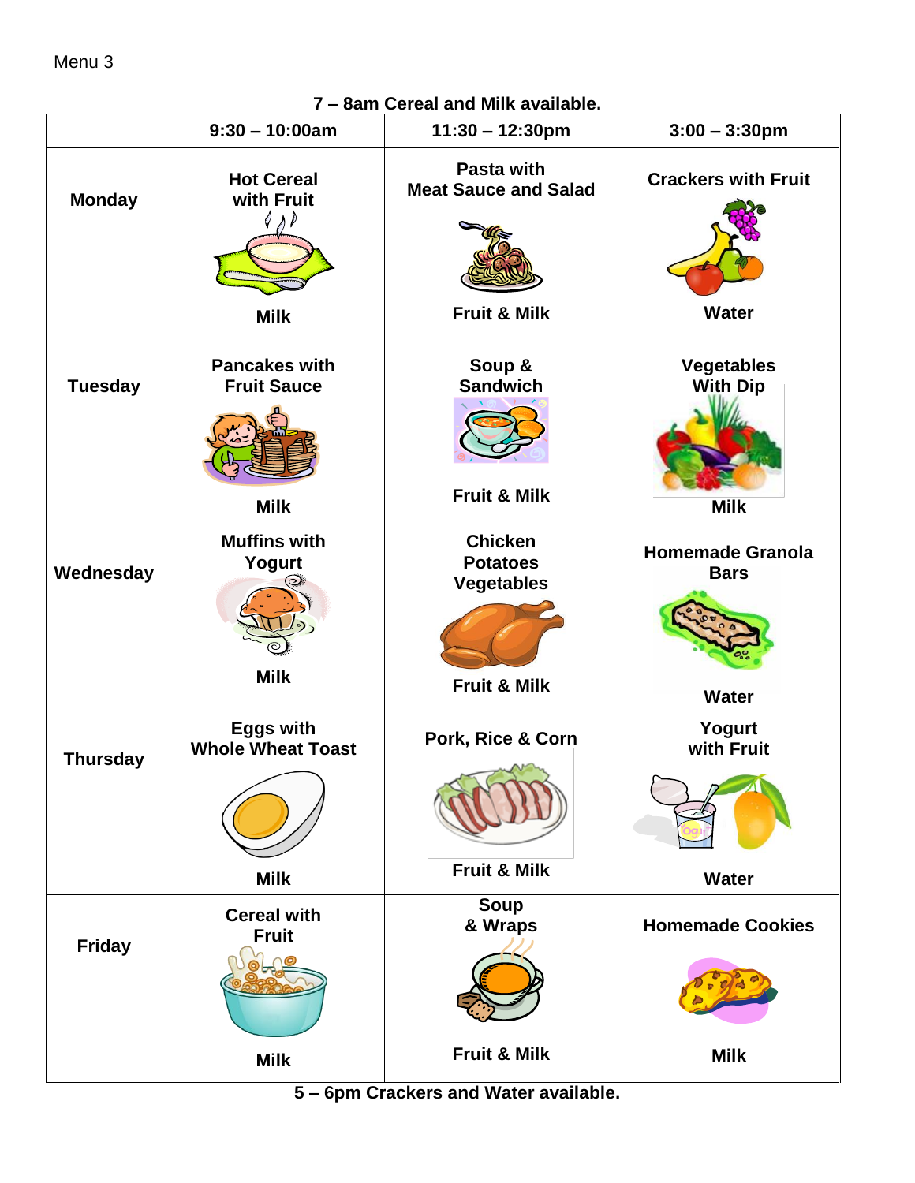Menu 3

**7 – 8am Cereal and Milk available.**

| | 9:30 – 10:00am | 11:30 – 12:30pm | 3:00 – 3:30pm |
|---|---|---|---|
| **Monday** | **Hot Cereal with Fruit** **Milk** | **Pasta with Meat Sauce and Salad** **Fruit & Milk** | **Crackers with Fruit** **Water** |
| **Tuesday** | **Pancakes with Fruit Sauce** **Milk** | **Soup & Sandwich** **Fruit & Milk** | **Vegetables With Dip** **Milk** |
| **Wednesday** | **Muffins with Yogurt** **Milk** | **Chicken Potatoes Vegetables** **Fruit & Milk** | **Homemade Granola Bars** **Water** |
| **Thursday** | **Eggs with Whole Wheat Toast** **Milk** | **Pork, Rice & Corn** **Fruit & Milk** | **Yogurt with Fruit** **Water** |
| **Friday** | **Cereal with Fruit** **Milk** | **Soup & Wraps** **Fruit & Milk** | **Homemade Cookies** **Milk** |

**5 – 6pm Crackers and Water available.**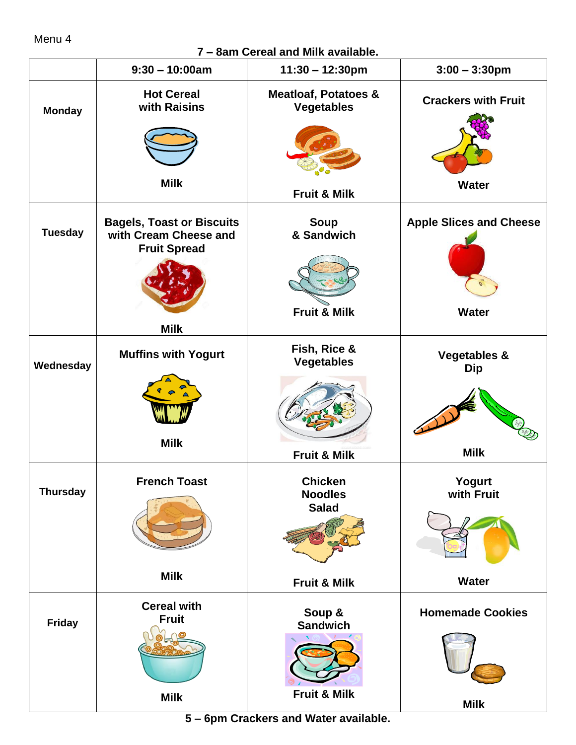Menu 4

**7 – 8am Cereal and Milk available.**

| | 9:30 – 10:00am | 11:30 – 12:30pm | 3:00 – 3:30pm |
|---|---|---|---|
| **Monday** | **Hot Cereal with Raisins**<br>**Milk** | **Meatloaf, Potatoes & Vegetables**<br>**Fruit & Milk** | **Crackers with Fruit**<br>**Water** |
| **Tuesday** | **Bagels, Toast or Biscuits with Cream Cheese and Fruit Spread**<br>**Milk** | **Soup & Sandwich**<br>**Fruit & Milk** | **Apple Slices and Cheese**<br>**Water** |
| **Wednesday** | **Muffins with Yogurt**<br>**Milk** | **Fish, Rice & Vegetables**<br>**Fruit & Milk** | **Vegetables & Dip**<br>**Milk** |
| **Thursday** | **French Toast**<br>**Milk** | **Chicken Noodles Salad**<br>**Fruit & Milk** | **Yogurt with Fruit**<br>**Water** |
| **Friday** | **Cereal with Fruit**<br>**Milk** | **Soup & Sandwich**<br>**Fruit & Milk** | **Homemade Cookies**<br>**Milk** |

**5 – 6pm Crackers and Water available.**